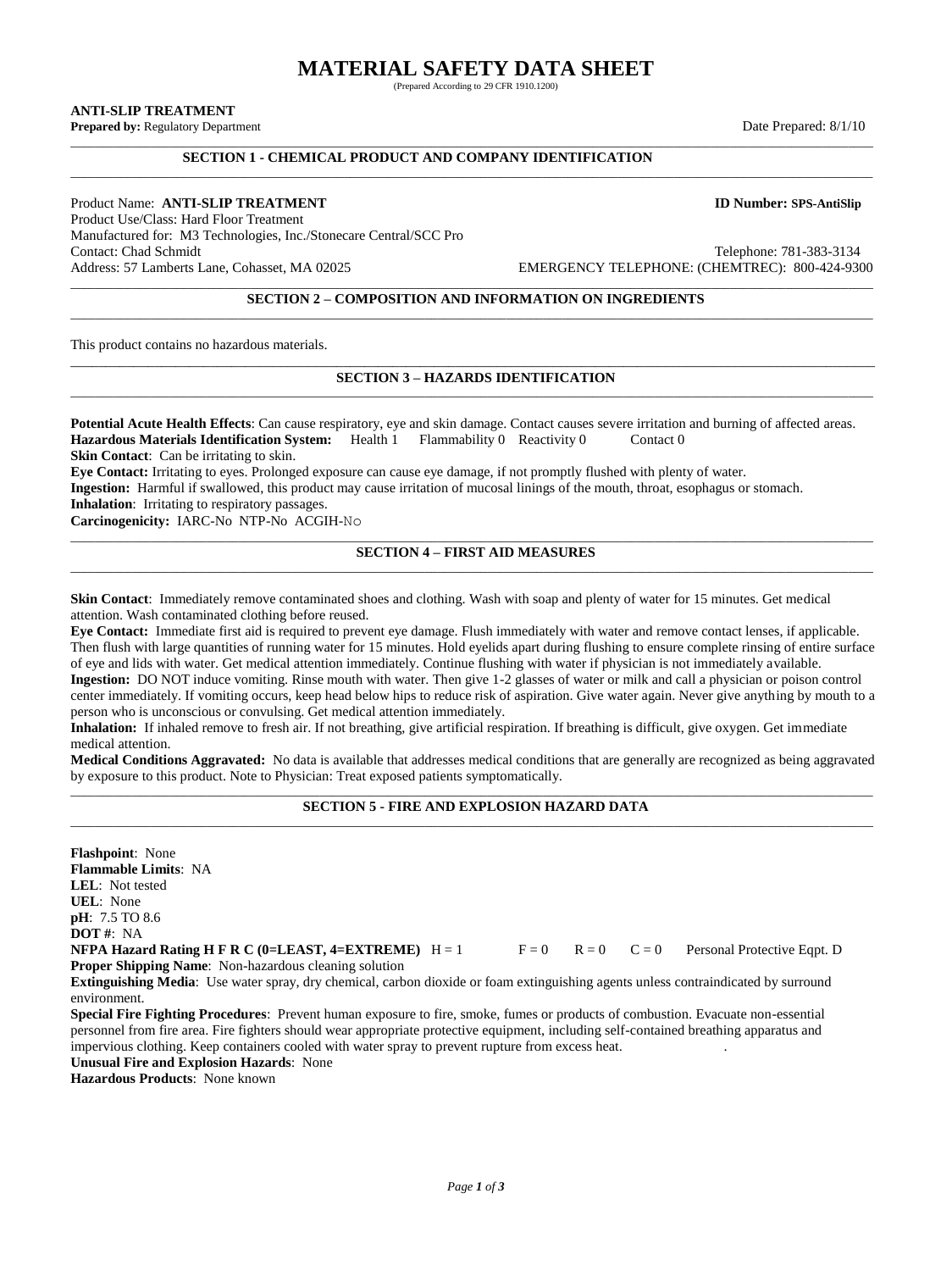# MATERIAL SAFETY DATA SHEET

(Prepared According to 29 CFR 1910.1200)

**ANTI-SLIP TREATMENT**

**Prepared by:** Regulatory Department

Date Prepared: 8/1/10

## SECTION 1 - CHEMICAL PRODUCT AND COMPANY IDENTIFICATION

Product Name: **ANTI-SLIP TREATMENT**

**ID Number: SPS-AntiSlip**

Product Use/Class: Hard Floor Treatment

Manufactured for: M3 Technologies, Inc./Stonecare Central/SCC Pro

Contact: Chad Schmidt

Telephone: 781-383-3134

Address: 57 Lamberts Lane, Cohasset, MA 02025

EMERGENCY TELEPHONE: (CHEMTREC): 800-424-9300

## SECTION 2 – COMPOSITION AND INFORMATION ON INGREDIENTS

This product contains no hazardous materials.

## SECTION 3 – HAZARDS IDENTIFICATION

**Potential Acute Health Effects**: Can cause respiratory, eye and skin damage. Contact causes severe irritation and burning of affected areas.

**Hazardous Materials Identification System:** Health 1 Flammability 0 Reactivity 0 Contact 0

**Skin Contact**: Can be irritating to skin.

**Eye Contact:** Irritating to eyes. Prolonged exposure can cause eye damage, if not promptly flushed with plenty of water.

**Ingestion:** Harmful if swallowed, this product may cause irritation of mucosal linings of the mouth, throat, esophagus or stomach.

**Inhalation**: Irritating to respiratory passages.

**Carcinogenicity:** IARC-No NTP-No ACGIH-No

## SECTION 4 – FIRST AID MEASURES

**Skin Contact**: Immediately remove contaminated shoes and clothing. Wash with soap and plenty of water for 15 minutes. Get medical attention. Wash contaminated clothing before reused.

**Eye Contact:** Immediate first aid is required to prevent eye damage. Flush immediately with water and remove contact lenses, if applicable. Then flush with large quantities of running water for 15 minutes. Hold eyelids apart during flushing to ensure complete rinsing of entire surface of eye and lids with water. Get medical attention immediately. Continue flushing with water if physician is not immediately available.

**Ingestion:** DO NOT induce vomiting. Rinse mouth with water. Then give 1-2 glasses of water or milk and call a physician or poison control center immediately. If vomiting occurs, keep head below hips to reduce risk of aspiration. Give water again. Never give anything by mouth to a person who is unconscious or convulsing. Get medical attention immediately.

**Inhalation:** If inhaled remove to fresh air. If not breathing, give artificial respiration. If breathing is difficult, give oxygen. Get immediate medical attention.

**Medical Conditions Aggravated:** No data is available that addresses medical conditions that are generally are recognized as being aggravated by exposure to this product. Note to Physician: Treat exposed patients symptomatically.

## SECTION 5 - FIRE AND EXPLOSION HAZARD DATA

**Flashpoint**: None

**Flammable Limits**: NA

**LEL**: Not tested

**UEL**: None

**pH**: 7.5 TO 8.6

**DOT #**: NA

**NFPA Hazard Rating H F R C (0=LEAST, 4=EXTREME)** H = 1 F = 0 R = 0 C = 0 Personal Protective Eqpt. D

**Proper Shipping Name**: Non-hazardous cleaning solution

**Extinguishing Media**: Use water spray, dry chemical, carbon dioxide or foam extinguishing agents unless contraindicated by surround environment.

**Special Fire Fighting Procedures**: Prevent human exposure to fire, smoke, fumes or products of combustion. Evacuate non-essential personnel from fire area. Fire fighters should wear appropriate protective equipment, including self-contained breathing apparatus and impervious clothing. Keep containers cooled with water spray to prevent rupture from excess heat.

**Unusual Fire and Explosion Hazards**: None

**Hazardous Products**: None known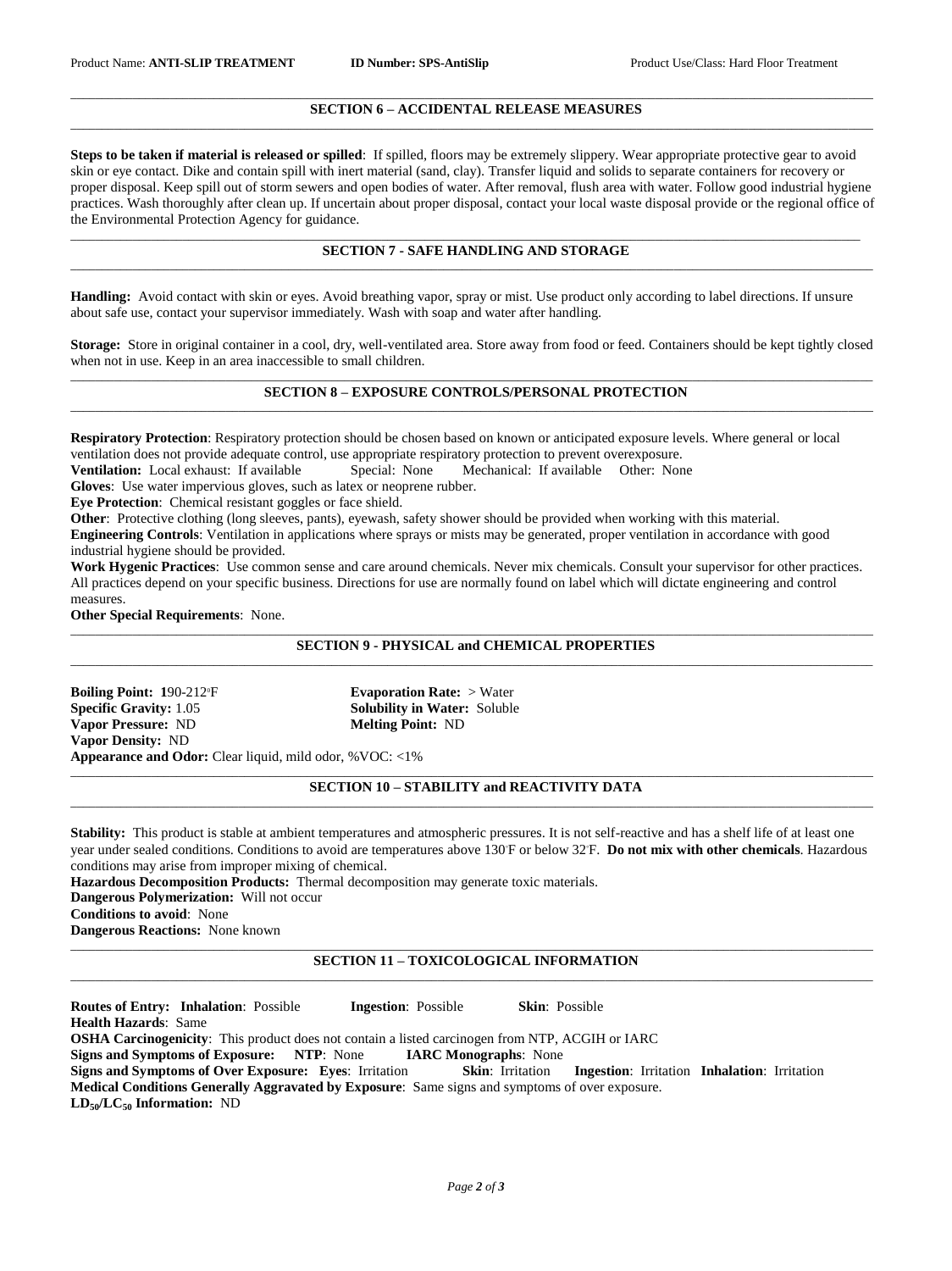## SECTION 6 – ACCIDENTAL RELEASE MEASURES

**Steps to be taken if material is released or spilled**: If spilled, floors may be extremely slippery. Wear appropriate protective gear to avoid skin or eye contact. Dike and contain spill with inert material (sand, clay). Transfer liquid and solids to separate containers for recovery or proper disposal. Keep spill out of storm sewers and open bodies of water. After removal, flush area with water. Follow good industrial hygiene practices. Wash thoroughly after clean up. If uncertain about proper disposal, contact your local waste disposal provide or the regional office of the Environmental Protection Agency for guidance.

## SECTION 7 - SAFE HANDLING AND STORAGE

**Handling:** Avoid contact with skin or eyes. Avoid breathing vapor, spray or mist. Use product only according to label directions. If unsure about safe use, contact your supervisor immediately. Wash with soap and water after handling.

**Storage:** Store in original container in a cool, dry, well-ventilated area. Store away from food or feed. Containers should be kept tightly closed when not in use. Keep in an area inaccessible to small children.

## SECTION 8 – EXPOSURE CONTROLS/PERSONAL PROTECTION

**Respiratory Protection**: Respiratory protection should be chosen based on known or anticipated exposure levels. Where general or local ventilation does not provide adequate control, use appropriate respiratory protection to prevent overexposure.

**Ventilation:** Local exhaust: If available Special: None Mechanical: If available Other: None

**Gloves**: Use water impervious gloves, such as latex or neoprene rubber.

**Eye Protection**: Chemical resistant goggles or face shield.

**Other**: Protective clothing (long sleeves, pants), eyewash, safety shower should be provided when working with this material.

**Engineering Controls**: Ventilation in applications where sprays or mists may be generated, proper ventilation in accordance with good industrial hygiene should be provided.

**Work Hygenic Practices**: Use common sense and care around chemicals. Never mix chemicals. Consult your supervisor for other practices. All practices depend on your specific business. Directions for use are normally found on label which will dictate engineering and control measures.

**Other Special Requirements**: None.

## SECTION 9 - PHYSICAL and CHEMICAL PROPERTIES

**Boiling Point:** 190-212°F
**Evaporation Rate:** > Water
**Specific Gravity:** 1.05
**Solubility in Water:** Soluble
**Vapor Pressure:** ND
**Melting Point:** ND
**Vapor Density:** ND
**Appearance and Odor:** Clear liquid, mild odor, %VOC: <1%

## SECTION 10 – STABILITY and REACTIVITY DATA

**Stability:** This product is stable at ambient temperatures and atmospheric pressures. It is not self-reactive and has a shelf life of at least one year under sealed conditions. Conditions to avoid are temperatures above 130°F or below 32°F. **Do not mix with other chemicals**. Hazardous conditions may arise from improper mixing of chemical.

**Hazardous Decomposition Products:** Thermal decomposition may generate toxic materials.

**Dangerous Polymerization:** Will not occur

**Conditions to avoid**: None

**Dangerous Reactions:** None known

## SECTION 11 – TOXICOLOGICAL INFORMATION

**Routes of Entry: Inhalation**: Possible **Ingestion**: Possible **Skin**: Possible

**Health Hazards**: Same

**OSHA Carcinogenicity**: This product does not contain a listed carcinogen from NTP, ACGIH or IARC

**Signs and Symptoms of Exposure: NTP**: None **IARC Monographs**: None

**Signs and Symptoms of Over Exposure: Eyes**: Irritation **Skin**: Irritation **Ingestion**: Irritation **Inhalation**: Irritation

**Medical Conditions Generally Aggravated by Exposure**: Same signs and symptoms of over exposure.

**$LD_{50}$/$LC_{50}$ Information:** ND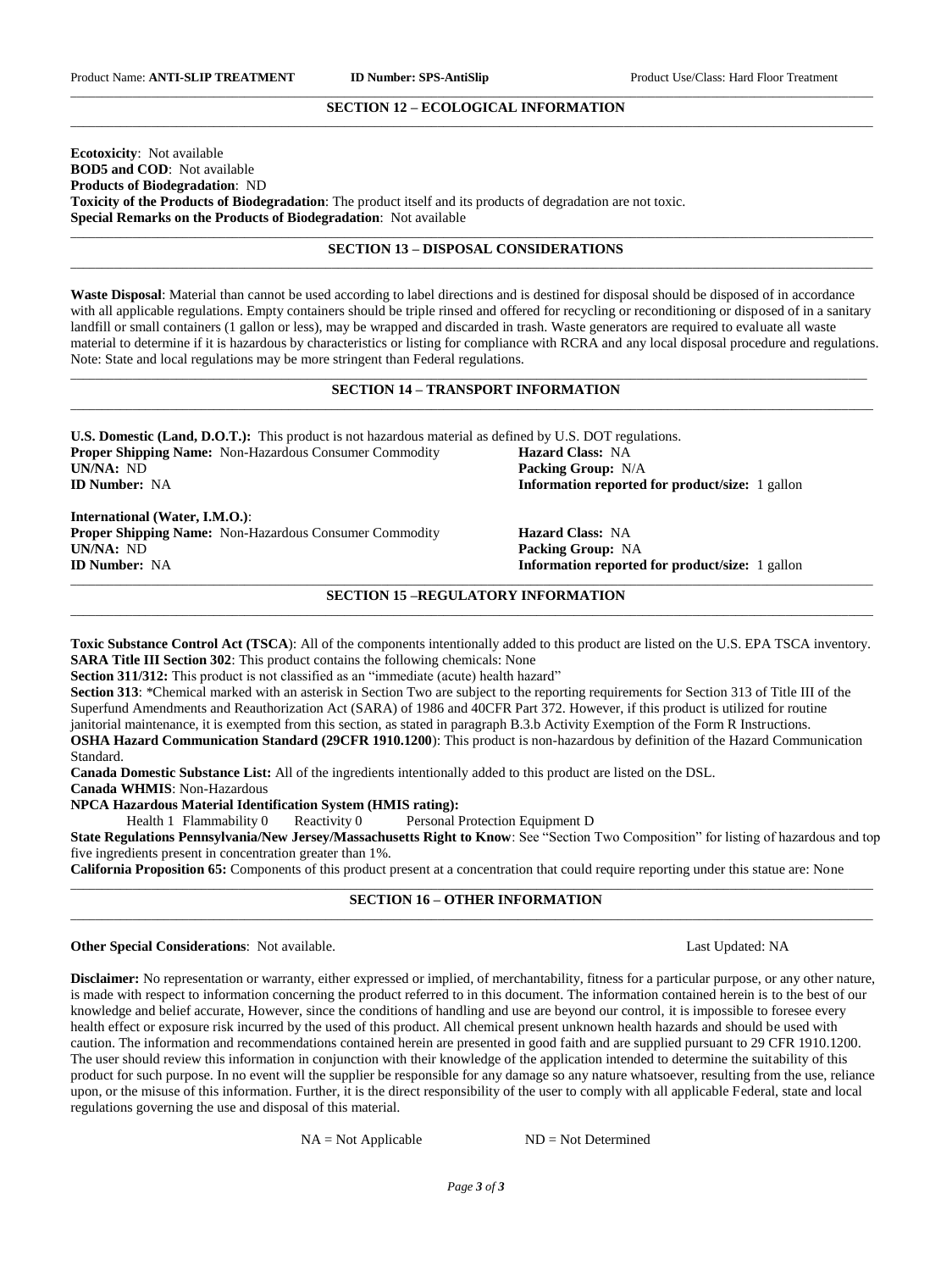## SECTION 12 – ECOLOGICAL INFORMATION

**Ecotoxicity**: Not available
**BOD5 and COD**: Not available
**Products of Biodegradation**: ND
**Toxicity of the Products of Biodegradation**: The product itself and its products of degradation are not toxic.
**Special Remarks on the Products of Biodegradation**: Not available

## SECTION 13 – DISPOSAL CONSIDERATIONS

**Waste Disposal**: Material than cannot be used according to label directions and is destined for disposal should be disposed of in accordance with all applicable regulations. Empty containers should be triple rinsed and offered for recycling or reconditioning or disposed of in a sanitary landfill or small containers (1 gallon or less), may be wrapped and discarded in trash. Waste generators are required to evaluate all waste material to determine if it is hazardous by characteristics or listing for compliance with RCRA and any local disposal procedure and regulations. Note: State and local regulations may be more stringent than Federal regulations.

## SECTION 14 – TRANSPORT INFORMATION

**U.S. Domestic (Land, D.O.T.):** This product is not hazardous material as defined by U.S. DOT regulations.

**Proper Shipping Name:** Non-Hazardous Consumer Commodity
**Hazard Class:** NA
**UN/NA:** ND
**Packing Group:** N/A
**ID Number:** NA
**Information reported for product/size:** 1 gallon

**International (Water, I.M.O.)**:

**Proper Shipping Name:** Non-Hazardous Consumer Commodity
**Hazard Class:** NA
**UN/NA:** ND
**Packing Group:** NA
**ID Number:** NA
**Information reported for product/size:** 1 gallon

## SECTION 15 –REGULATORY INFORMATION

**Toxic Substance Control Act (TSCA**): All of the components intentionally added to this product are listed on the U.S. EPA TSCA inventory.
**SARA Title III Section 302**: This product contains the following chemicals: None
**Section 311/312:** This product is not classified as an "immediate (acute) health hazard"
**Section 313**: *Chemical marked with an asterisk in Section Two are subject to the reporting requirements for Section 313 of Title III of the Superfund Amendments and Reauthorization Act (SARA) of 1986 and 40CFR Part 372. However, if this product is utilized for routine janitorial maintenance, it is exempted from this section, as stated in paragraph B.3.b Activity Exemption of the Form R Instructions.
**OSHA Hazard Communication Standard (29CFR 1910.1200**): This product is non-hazardous by definition of the Hazard Communication Standard.
**Canada Domestic Substance List:** All of the ingredients intentionally added to this product are listed on the DSL.
**Canada WHMIS**: Non-Hazardous
**NPCA Hazardous Material Identification System (HMIS rating):**
Health 1 Flammability 0 Reactivity 0 Personal Protection Equipment D
**State Regulations Pennsylvania/New Jersey/Massachusetts Right to Know**: See "Section Two Composition" for listing of hazardous and top five ingredients present in concentration greater than 1%.
**California Proposition 65:** Components of this product present at a concentration that could require reporting under this statue are: None

## SECTION 16 – OTHER INFORMATION

**Other Special Considerations**: Not available.

Last Updated: NA

**Disclaimer:** No representation or warranty, either expressed or implied, of merchantability, fitness for a particular purpose, or any other nature, is made with respect to information concerning the product referred to in this document. The information contained herein is to the best of our knowledge and belief accurate, However, since the conditions of handling and use are beyond our control, it is impossible to foresee every health effect or exposure risk incurred by the used of this product. All chemical present unknown health hazards and should be used with caution. The information and recommendations contained herein are presented in good faith and are supplied pursuant to 29 CFR 1910.1200. The user should review this information in conjunction with their knowledge of the application intended to determine the suitability of this product for such purpose. In no event will the supplier be responsible for any damage so any nature whatsoever, resulting from the use, reliance upon, or the misuse of this information. Further, it is the direct responsibility of the user to comply with all applicable Federal, state and local regulations governing the use and disposal of this material.

NA = Not Applicable    ND = Not Determined